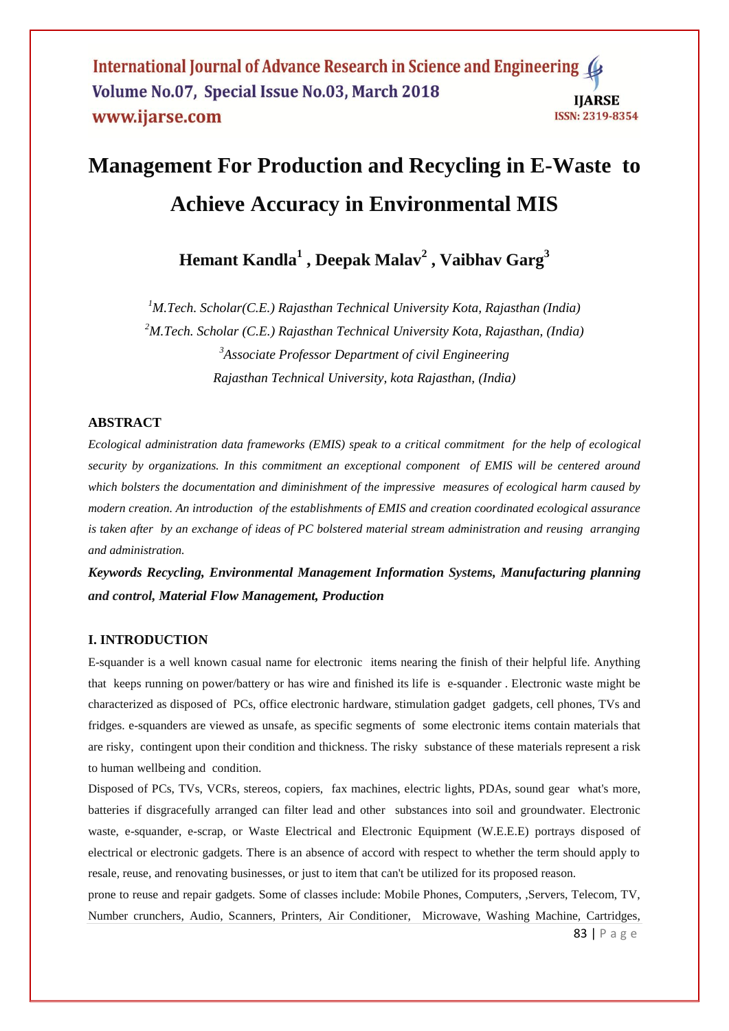# Management For Production and Recycling in E-Waste to Achieve Accuracy in Environmental MIS

**Hemant Kandla[1] , Deepak Malav[2] , Vaibhav Garg[3]**

*[1]M.Tech. Scholar(C.E.) Rajasthan Technical University Kota, Rajasthan (India)*
*[2]M.Tech. Scholar (C.E.) Rajasthan Technical University Kota, Rajasthan, (India)*
*[3]Associate Professor Department of civil Engineering*
*Rajasthan Technical University, kota Rajasthan, (India)*

## ABSTRACT

*Ecological administration data frameworks (EMIS) speak to a critical commitment for the help of ecological security by organizations. In this commitment an exceptional component of EMIS will be centered around which bolsters the documentation and diminishment of the impressive measures of ecological harm caused by modern creation. An introduction of the establishments of EMIS and creation coordinated ecological assurance is taken after by an exchange of ideas of PC bolstered material stream administration and reusing arranging and administration.*

***Keywords Recycling, Environmental Management Information Systems, Manufacturing planning and control, Material Flow Management, Production***

## I. INTRODUCTION

E-squander is a well known casual name for electronic items nearing the finish of their helpful life. Anything that keeps running on power/battery or has wire and finished its life is e-squander . Electronic waste might be characterized as disposed of PCs, office electronic hardware, stimulation gadget gadgets, cell phones, TVs and fridges. e-squanders are viewed as unsafe, as specific segments of some electronic items contain materials that are risky, contingent upon their condition and thickness. The risky substance of these materials represent a risk to human wellbeing and condition.

Disposed of PCs, TVs, VCRs, stereos, copiers, fax machines, electric lights, PDAs, sound gear what's more, batteries if disgracefully arranged can filter lead and other substances into soil and groundwater. Electronic waste, e-squander, e-scrap, or Waste Electrical and Electronic Equipment (W.E.E.E) portrays disposed of electrical or electronic gadgets. There is an absence of accord with respect to whether the term should apply to resale, reuse, and renovating businesses, or just to item that can't be utilized for its proposed reason.

prone to reuse and repair gadgets. Some of classes include: Mobile Phones, Computers, ,Servers, Telecom, TV, Number crunchers, Audio, Scanners, Printers, Air Conditioner, Microwave, Washing Machine, Cartridges,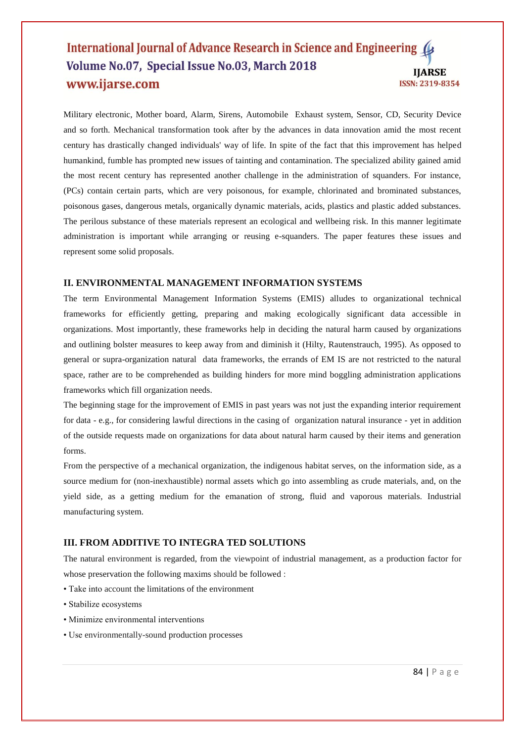Military electronic, Mother board, Alarm, Sirens, Automobile Exhaust system, Sensor, CD, Security Device and so forth. Mechanical transformation took after by the advances in data innovation amid the most recent century has drastically changed individuals' way of life. In spite of the fact that this improvement has helped humankind, fumble has prompted new issues of tainting and contamination. The specialized ability gained amid the most recent century has represented another challenge in the administration of squanders. For instance, (PCs) contain certain parts, which are very poisonous, for example, chlorinated and brominated substances, poisonous gases, dangerous metals, organically dynamic materials, acids, plastics and plastic added substances. The perilous substance of these materials represent an ecological and wellbeing risk. In this manner legitimate administration is important while arranging or reusing e-squanders. The paper features these issues and represent some solid proposals.

## II. ENVIRONMENTAL MANAGEMENT INFORMATION SYSTEMS

The term Environmental Management Information Systems (EMIS) alludes to organizational technical frameworks for efficiently getting, preparing and making ecologically significant data accessible in organizations. Most importantly, these frameworks help in deciding the natural harm caused by organizations and outlining bolster measures to keep away from and diminish it (Hilty, Rautenstrauch, 1995). As opposed to general or supra-organization natural data frameworks, the errands of EM IS are not restricted to the natural space, rather are to be comprehended as building hinders for more mind boggling administration applications frameworks which fill organization needs.

The beginning stage for the improvement of EMIS in past years was not just the expanding interior requirement for data - e.g., for considering lawful directions in the casing of organization natural insurance - yet in addition of the outside requests made on organizations for data about natural harm caused by their items and generation forms.

From the perspective of a mechanical organization, the indigenous habitat serves, on the information side, as a source medium for (non-inexhaustible) normal assets which go into assembling as crude materials, and, on the yield side, as a getting medium for the emanation of strong, fluid and vaporous materials. Industrial manufacturing system.

## III. FROM ADDITIVE TO INTEGRA TED SOLUTIONS

The natural environment is regarded, from the viewpoint of industrial management, as a production factor for whose preservation the following maxims should be followed :

- Take into account the limitations of the environment
- Stabilize ecosystems
- Minimize environmental interventions
- Use environmentally-sound production processes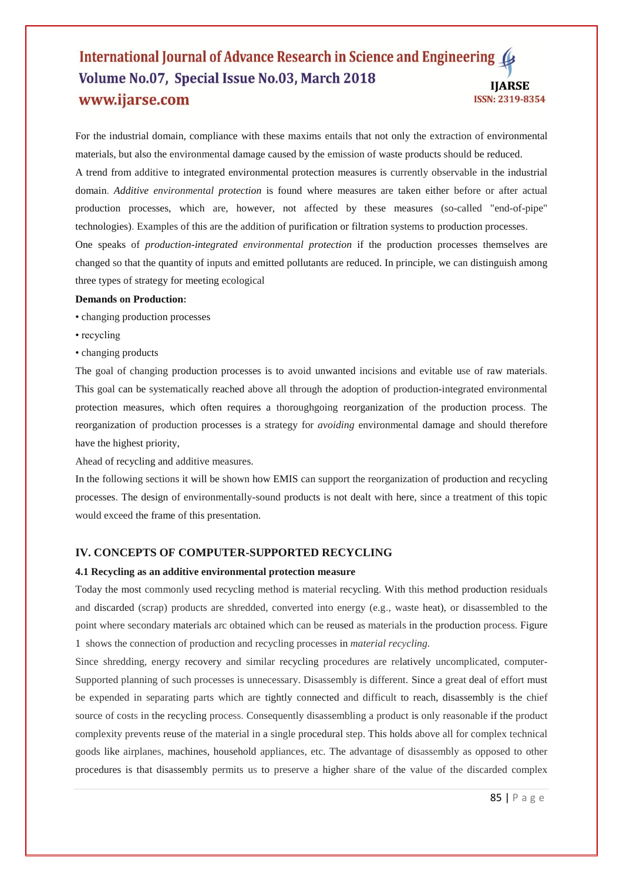For the industrial domain, compliance with these maxims entails that not only the extraction of environmental materials, but also the environmental damage caused by the emission of waste products should be reduced.

A trend from additive to integrated environmental protection measures is currently observable in the industrial domain. *Additive environmental protection* is found where measures are taken either before or after actual production processes, which are, however, not affected by these measures (so-called "end-of-pipe" technologies). Examples of this are the addition of purification or filtration systems to production processes.

One speaks of *production-integrated environmental protection* if the production processes themselves are changed so that the quantity of inputs and emitted pollutants are reduced. In principle, we can distinguish among three types of strategy for meeting ecological

**Demands on Production:**

- changing production processes
- recycling
- changing products

The goal of changing production processes is to avoid unwanted incisions and evitable use of raw materials. This goal can be systematically reached above all through the adoption of production-integrated environmental protection measures, which often requires a thoroughgoing reorganization of the production process. The reorganization of production processes is a strategy for *avoiding* environmental damage and should therefore have the highest priority,

Ahead of recycling and additive measures.

In the following sections it will be shown how EMIS can support the reorganization of production and recycling processes. The design of environmentally-sound products is not dealt with here, since a treatment of this topic would exceed the frame of this presentation.

## IV. CONCEPTS OF COMPUTER-SUPPORTED RECYCLING

### 4.1 Recycling as an additive environmental protection measure

Today the most commonly used recycling method is material recycling. With this method production residuals and discarded (scrap) products are shredded, converted into energy (e.g., waste heat), or disassembled to the point where secondary materials arc obtained which can be reused as materials in the production process. Figure 1 shows the connection of production and recycling processes in *material recycling.*

Since shredding, energy recovery and similar recycling procedures are relatively uncomplicated, computer-Supported planning of such processes is unnecessary. Disassembly is different. Since a great deal of effort must be expended in separating parts which are tightly connected and difficult to reach, disassembly is the chief source of costs in the recycling process. Consequently disassembling a product is only reasonable if the product complexity prevents reuse of the material in a single procedural step. This holds above all for complex technical goods like airplanes, machines, household appliances, etc. The advantage of disassembly as opposed to other procedures is that disassembly permits us to preserve a higher share of the value of the discarded complex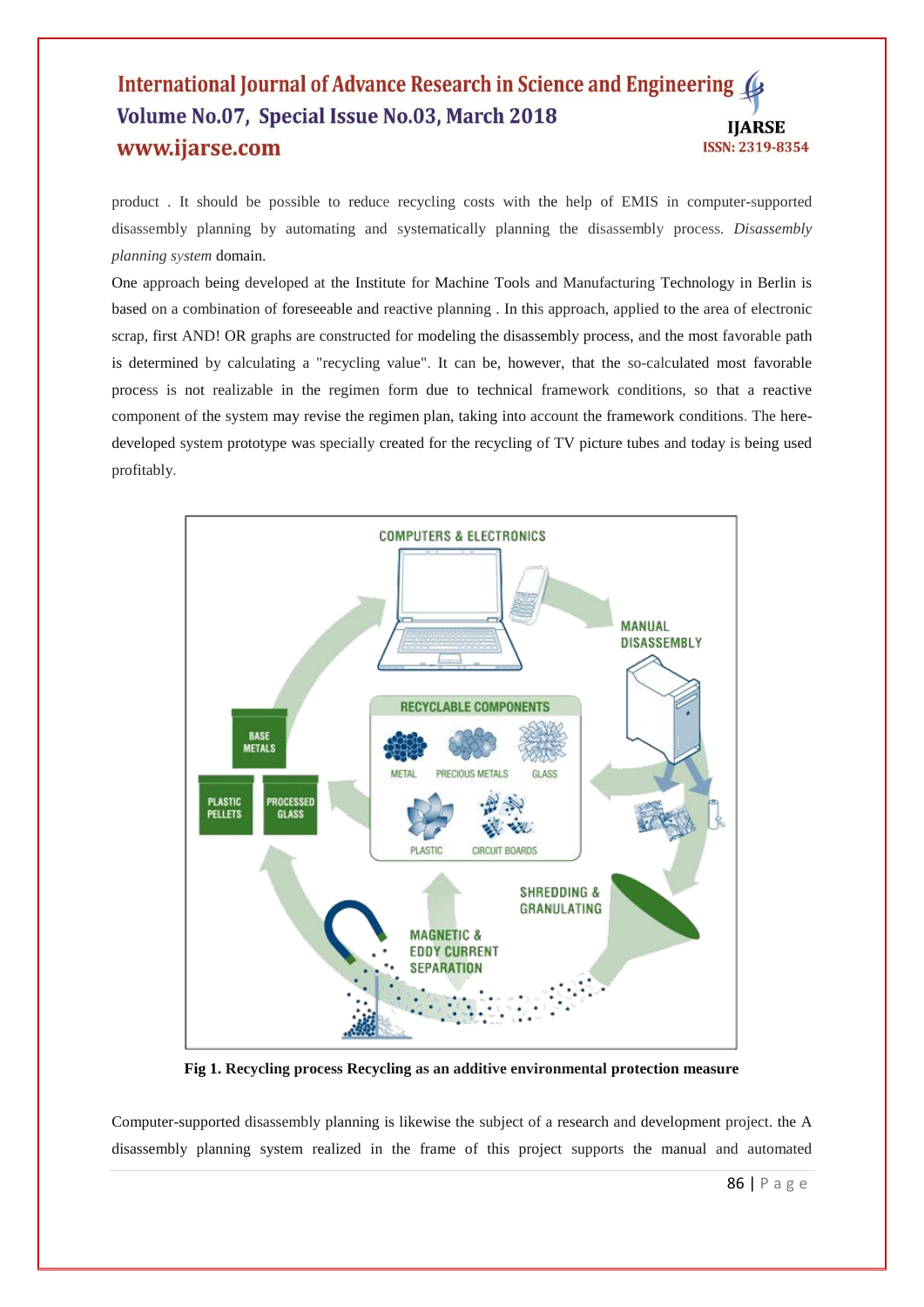product . It should be possible to reduce recycling costs with the help of EMIS in computer-supported disassembly planning by automating and systematically planning the disassembly process. *Disassembly planning system* domain.

One approach being developed at the Institute for Machine Tools and Manufacturing Technology in Berlin is based on a combination of foreseeable and reactive planning . In this approach, applied to the area of electronic scrap, first AND! OR graphs are constructed for modeling the disassembly process, and the most favorable path is determined by calculating a "recycling value". It can be, however, that the so-calculated most favorable process is not realizable in the regimen form due to technical framework conditions, so that a reactive component of the system may revise the regimen plan, taking into account the framework conditions. The here-developed system prototype was specially created for the recycling of TV picture tubes and today is being used profitably.

**Fig 1. Recycling process Recycling as an additive environmental protection measure**

Computer-supported disassembly planning is likewise the subject of a research and development project. the A disassembly planning system realized in the frame of this project supports the manual and automated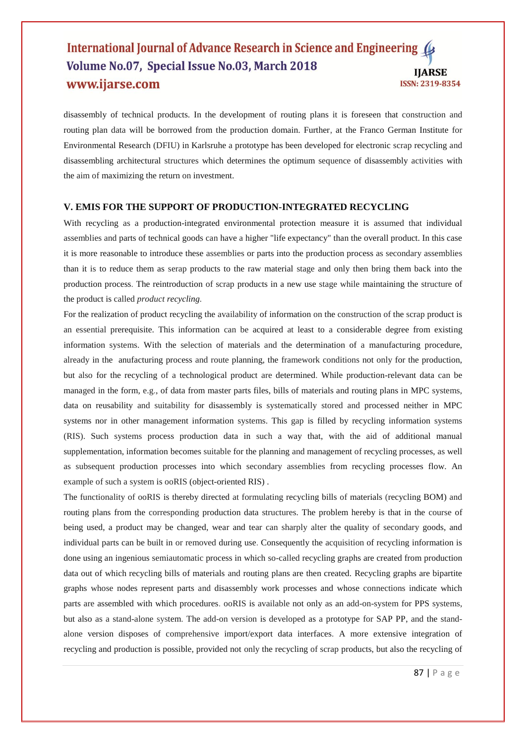disassembly of technical products. In the development of routing plans it is foreseen that construction and routing plan data will be borrowed from the production domain. Further, at the Franco German Institute for Environmental Research (DFIU) in Karlsruhe a prototype has been developed for electronic scrap recycling and disassembling architectural structures which determines the optimum sequence of disassembly activities with the aim of maximizing the return on investment.

## V. EMIS FOR THE SUPPORT OF PRODUCTION-INTEGRATED RECYCLING

With recycling as a production-integrated environmental protection measure it is assumed that individual assemblies and parts of technical goods can have a higher "life expectancy" than the overall product. In this case it is more reasonable to introduce these assemblies or parts into the production process as secondary assemblies than it is to reduce them as serap products to the raw material stage and only then bring them back into the production process. The reintroduction of scrap products in a new use stage while maintaining the structure of the product is called *product recycling.*

For the realization of product recycling the availability of information on the construction of the scrap product is an essential prerequisite. This information can be acquired at least to a considerable degree from existing information systems. With the selection of materials and the determination of a manufacturing procedure, already in the anufacturing process and route planning, the framework conditions not only for the production, but also for the recycling of a technological product are determined. While production-relevant data can be managed in the form, e.g., of data from master parts files, bills of materials and routing plans in MPC systems, data on reusability and suitability for disassembly is systematically stored and processed neither in MPC systems nor in other management information systems. This gap is filled by recycling information systems (RIS). Such systems process production data in such a way that, with the aid of additional manual supplementation, information becomes suitable for the planning and management of recycling processes, as well as subsequent production processes into which secondary assemblies from recycling processes flow. An example of such a system is ooRIS (object-oriented RIS) .

The functionality of ooRIS is thereby directed at formulating recycling bills of materials (recycling BOM) and routing plans from the corresponding production data structures. The problem hereby is that in the course of being used, a product may be changed, wear and tear can sharply alter the quality of secondary goods, and individual parts can be built in or removed during use. Consequently the acquisition of recycling information is done using an ingenious semiautomatic process in which so-called recycling graphs are created from production data out of which recycling bills of materials and routing plans are then created. Recycling graphs are bipartite graphs whose nodes represent parts and disassembly work processes and whose connections indicate which parts are assembled with which procedures. ooRIS is available not only as an add-on-system for PPS systems, but also as a stand-alone system. The add-on version is developed as a prototype for SAP PP, and the stand-alone version disposes of comprehensive import/export data interfaces. A more extensive integration of recycling and production is possible, provided not only the recycling of scrap products, but also the recycling of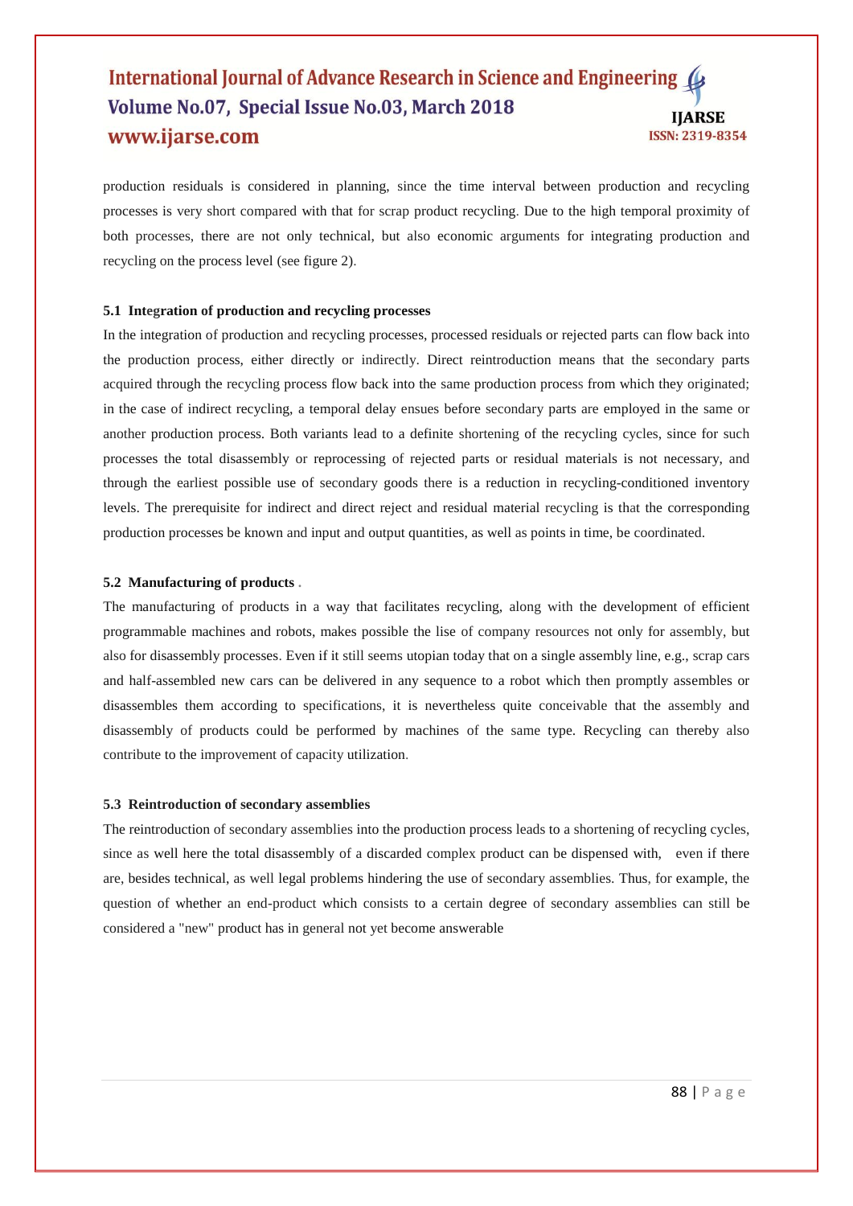production residuals is considered in planning, since the time interval between production and recycling processes is very short compared with that for scrap product recycling. Due to the high temporal proximity of both processes, there are not only technical, but also economic arguments for integrating production and recycling on the process level (see figure 2).

### 5.1 Integration of production and recycling processes

In the integration of production and recycling processes, processed residuals or rejected parts can flow back into the production process, either directly or indirectly. Direct reintroduction means that the secondary parts acquired through the recycling process flow back into the same production process from which they originated; in the case of indirect recycling, a temporal delay ensues before secondary parts are employed in the same or another production process. Both variants lead to a definite shortening of the recycling cycles, since for such processes the total disassembly or reprocessing of rejected parts or residual materials is not necessary, and through the earliest possible use of secondary goods there is a reduction in recycling-conditioned inventory levels. The prerequisite for indirect and direct reject and residual material recycling is that the corresponding production processes be known and input and output quantities, as well as points in time, be coordinated.

### 5.2 Manufacturing of products .

The manufacturing of products in a way that facilitates recycling, along with the development of efficient programmable machines and robots, makes possible the lise of company resources not only for assembly, but also for disassembly processes. Even if it still seems utopian today that on a single assembly line, e.g., scrap cars and half-assembled new cars can be delivered in any sequence to a robot which then promptly assembles or disassembles them according to specifications, it is nevertheless quite conceivable that the assembly and disassembly of products could be performed by machines of the same type. Recycling can thereby also contribute to the improvement of capacity utilization.

### 5.3 Reintroduction of secondary assemblies

The reintroduction of secondary assemblies into the production process leads to a shortening of recycling cycles, since as well here the total disassembly of a discarded complex product can be dispensed with, even if there are, besides technical, as well legal problems hindering the use of secondary assemblies. Thus, for example, the question of whether an end-product which consists to a certain degree of secondary assemblies can still be considered a "new" product has in general not yet become answerable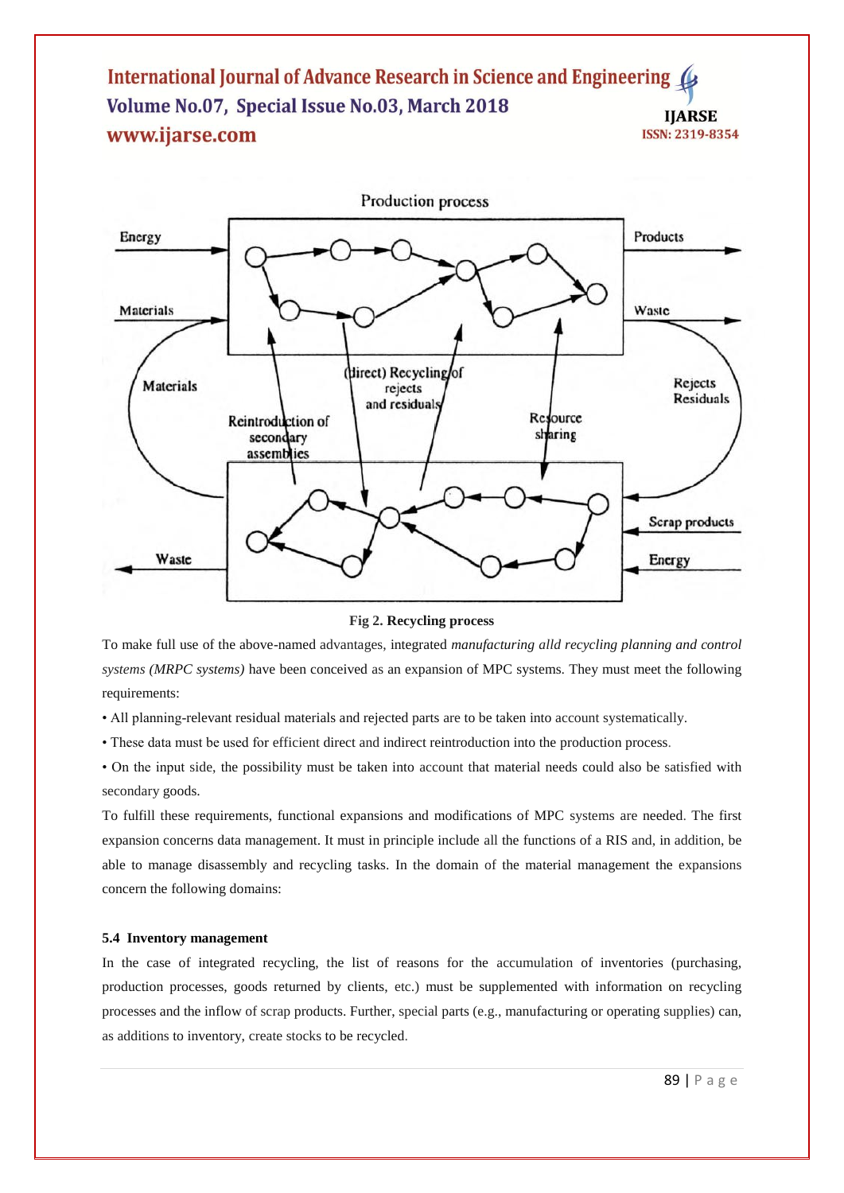Fig 2. Recycling process

To make full use of the above-named advantages, integrated *manufacturing alld recycling planning and control systems (MRPC systems)* have been conceived as an expansion of MPC systems. They must meet the following requirements:

- All planning-relevant residual materials and rejected parts are to be taken into account systematically.
- These data must be used for efficient direct and indirect reintroduction into the production process.
- On the input side, the possibility must be taken into account that material needs could also be satisfied with secondary goods.

To fulfill these requirements, functional expansions and modifications of MPC systems are needed. The first expansion concerns data management. It must in principle include all the functions of a RIS and, in addition, be able to manage disassembly and recycling tasks. In the domain of the material management the expansions concern the following domains:

### 5.4 Inventory management

In the case of integrated recycling, the list of reasons for the accumulation of inventories (purchasing, production processes, goods returned by clients, etc.) must be supplemented with information on recycling processes and the inflow of scrap products. Further, special parts (e.g., manufacturing or operating supplies) can, as additions to inventory, create stocks to be recycled.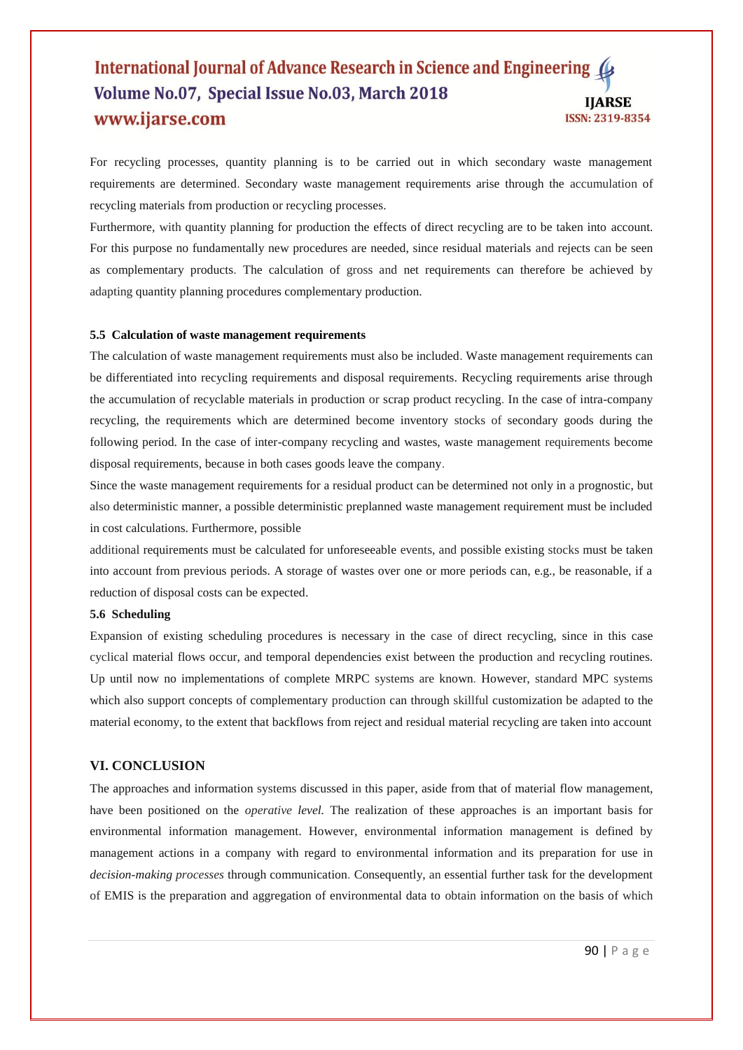For recycling processes, quantity planning is to be carried out in which secondary waste management requirements are determined. Secondary waste management requirements arise through the accumulation of recycling materials from production or recycling processes.

Furthermore, with quantity planning for production the effects of direct recycling are to be taken into account. For this purpose no fundamentally new procedures are needed, since residual materials and rejects can be seen as complementary products. The calculation of gross and net requirements can therefore be achieved by adapting quantity planning procedures complementary production.

### 5.5 Calculation of waste management requirements

The calculation of waste management requirements must also be included. Waste management requirements can be differentiated into recycling requirements and disposal requirements. Recycling requirements arise through the accumulation of recyclable materials in production or scrap product recycling. In the case of intra-company recycling, the requirements which are determined become inventory stocks of secondary goods during the following period. In the case of inter-company recycling and wastes, waste management requirements become disposal requirements, because in both cases goods leave the company.

Since the waste management requirements for a residual product can be determined not only in a prognostic, but also deterministic manner, a possible deterministic preplanned waste management requirement must be included in cost calculations. Furthermore, possible

additional requirements must be calculated for unforeseeable events, and possible existing stocks must be taken into account from previous periods. A storage of wastes over one or more periods can, e.g., be reasonable, if a reduction of disposal costs can be expected.

### 5.6 Scheduling

Expansion of existing scheduling procedures is necessary in the case of direct recycling, since in this case cyclical material flows occur, and temporal dependencies exist between the production and recycling routines. Up until now no implementations of complete MRPC systems are known. However, standard MPC systems which also support concepts of complementary production can through skillful customization be adapted to the material economy, to the extent that backflows from reject and residual material recycling are taken into account

## VI. CONCLUSION

The approaches and information systems discussed in this paper, aside from that of material flow management, have been positioned on the *operative level.* The realization of these approaches is an important basis for environmental information management. However, environmental information management is defined by management actions in a company with regard to environmental information and its preparation for use in *decision-making processes* through communication. Consequently, an essential further task for the development of EMIS is the preparation and aggregation of environmental data to obtain information on the basis of which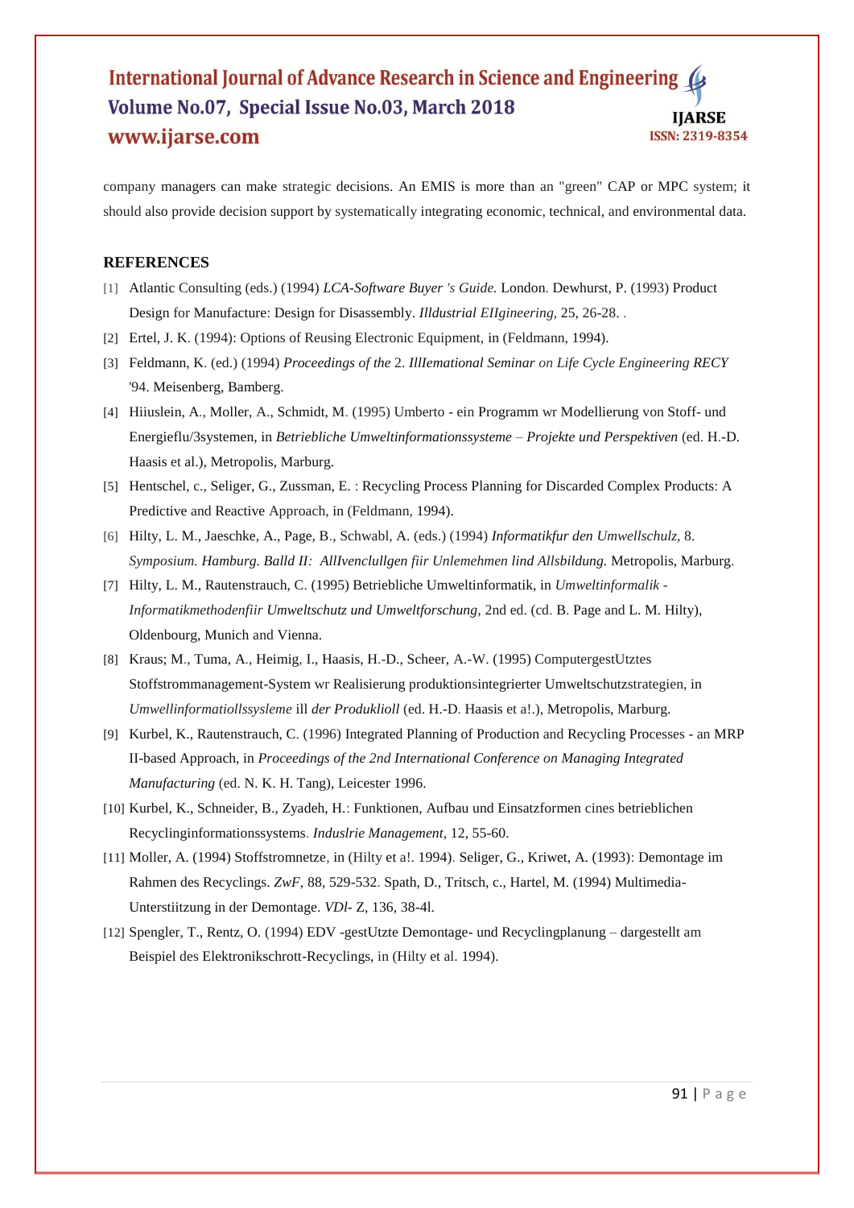company managers can make strategic decisions. An EMIS is more than an "green" CAP or MPC system; it should also provide decision support by systematically integrating economic, technical, and environmental data.

## REFERENCES

[1] Atlantic Consulting (eds.) (1994) *LCA-Software Buyer 's Guide.* London. Dewhurst, P. (1993) Product Design for Manufacture: Design for Disassembly. *Illdustrial EIIgineering,* 25, 26-28. .

[2] Ertel, J. K. (1994): Options of Reusing Electronic Equipment, in (Feldmann, 1994).

[3] Feldmann, K. (ed.) (1994) *Proceedings of the* 2. *IllIemational Seminar on Life Cycle Engineering RECY* '94. Meisenberg, Bamberg.

[4] Hiiuslein, A., Moller, A., Schmidt, M. (1995) Umberto - ein Programm wr Modellierung von Stoff- und Energieflu/3systemen, in *Betriebliche Umweltinformationssysteme – Projekte und Perspektiven* (ed. H.-D. Haasis et al.), Metropolis, Marburg.

[5] Hentschel, c., Seliger, G., Zussman, E. : Recycling Process Planning for Discarded Complex Products: A Predictive and Reactive Approach, in (Feldmann, 1994).

[6] Hilty, L. M., Jaeschke, A., Page, B., Schwabl, A. (eds.) (1994) *Informatikfur den Umwellschulz,* 8. *Symposium. Hamburg. Balld II: AllIvenclullgen fiir Unlemehmen lind Allsbildung.* Metropolis, Marburg.

[7] Hilty, L. M., Rautenstrauch, C. (1995) Betriebliche Umweltinformatik, in *Umweltinformalik - Informatikmethodenfiir Umweltschutz und Umweltforschung,* 2nd ed. (cd. B. Page and L. M. Hilty), Oldenbourg, Munich and Vienna.

[8] Kraus; M., Tuma, A., Heimig, I., Haasis, H.-D., Scheer, A.-W. (1995) ComputergestUtztes Stoffstrommanagement-System wr Realisierung produktionsintegrierter Umweltschutzstrategien, in *Umwellinformatiollssysleme* ill *der Produklioll* (ed. H.-D. Haasis et a!.), Metropolis, Marburg.

[9] Kurbel, K., Rautenstrauch, C. (1996) Integrated Planning of Production and Recycling Processes - an MRP II-based Approach, in *Proceedings of the 2nd International Conference on Managing Integrated Manufacturing* (ed. N. K. H. Tang), Leicester 1996.

[10] Kurbel, K., Schneider, B., Zyadeh, H.: Funktionen, Aufbau und Einsatzformen cines betrieblichen Recyclinginformationssystems. *Induslrie Management,* 12, 55-60.

[11] Moller, A. (1994) Stoffstromnetze, in (Hilty et a!. 1994). Seliger, G., Kriwet, A. (1993): Demontage im Rahmen des Recyclings. *ZwF,* 88, 529-532. Spath, D., Tritsch, c., Hartel, M. (1994) Multimedia-Unterstiitzung in der Demontage. *VDl-* Z, 136, 38-4l.

[12] Spengler, T., Rentz, O. (1994) EDV -gestUtzte Demontage- und Recyclingplanung – dargestellt am Beispiel des Elektronikschrott-Recyclings, in (Hilty et al. 1994).